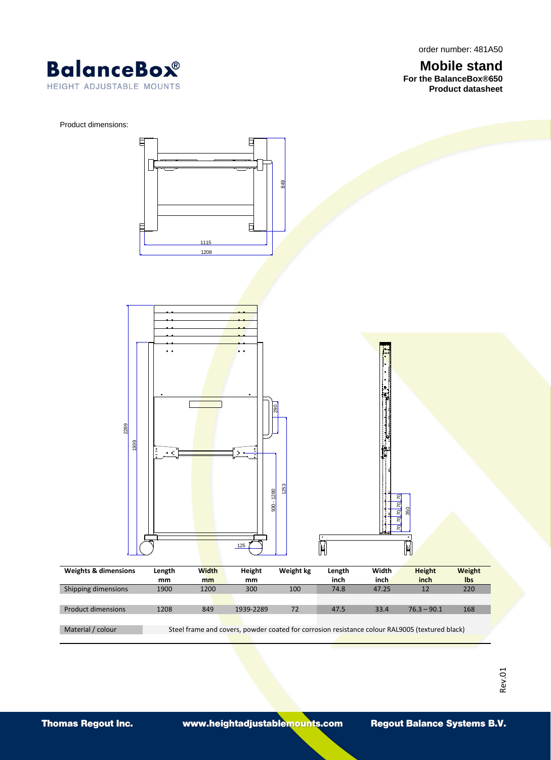order number: 481A50

# Mobile stand

**For the BalanceBox®650**
**Product datasheet**

Product dimensions:

| Weights & dimensions | Length mm | Width mm | Height mm | Weight kg | Length inch | Width inch | Height inch | Weight lbs |
|---|---|---|---|---|---|---|---|---|
| Shipping dimensions | 1900 | 1200 | 300 | 100 | 74.8 | 47.25 | 12 | 220 |
| Product dimensions | 1208 | 849 | 1939-2289 | 72 | 47.5 | 33.4 | 76.3 – 90.1 | 168 |
| Material / colour | Steel frame and covers, powder coated for corrosion resistance colour RAL9005 (textured black) | | | | | | | |

Rev.01

Thomas Regout Inc. www.heightadjustablemounts.com Regout Balance Systems B.V.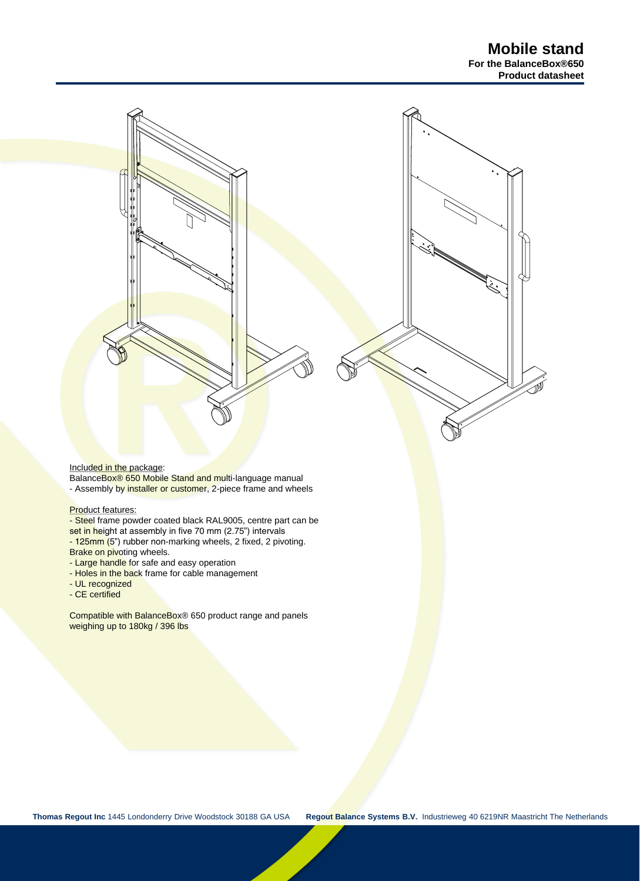# Mobile stand

**For the BalanceBox®650**
**Product datasheet**

Included in the package:

BalanceBox® 650 Mobile Stand and multi-language manual
- Assembly by installer or customer, 2-piece frame and wheels

Product features:

- Steel frame powder coated black RAL9005, centre part can be set in height at assembly in five 70 mm (2.75") intervals
- 125mm (5") rubber non-marking wheels, 2 fixed, 2 pivoting. Brake on pivoting wheels.
- Large handle for safe and easy operation
- Holes in the back frame for cable management
- UL recognized
- CE certified

Compatible with BalanceBox® 650 product range and panels weighing up to 180kg / 396 lbs

**Thomas Regout Inc** 1445 Londonderry Drive Woodstock 30188 GA USA **Regout Balance Systems B.V.** Industrieweg 40 6219NR Maastricht The Netherlands